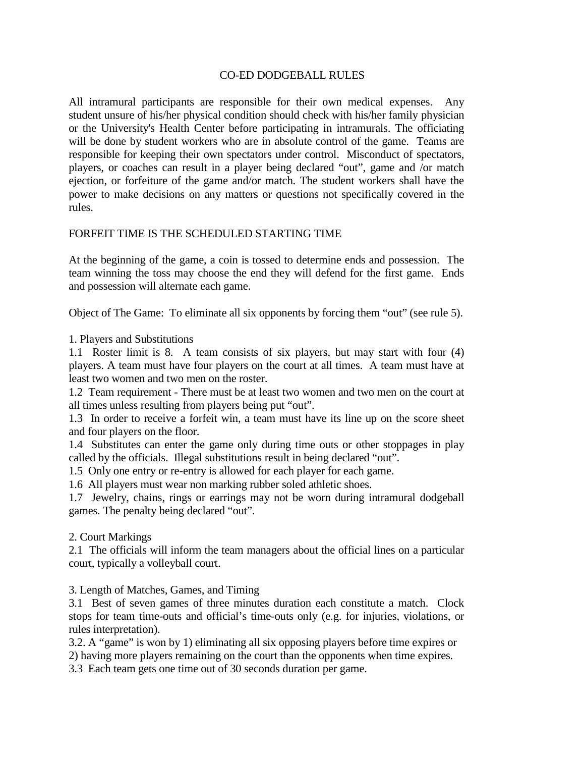# CO-ED DODGEBALL RULES

All intramural participants are responsible for their own medical expenses. Any student unsure of his/her physical condition should check with his/her family physician or the University's Health Center before participating in intramurals. The officiating will be done by student workers who are in absolute control of the game. Teams are responsible for keeping their own spectators under control. Misconduct of spectators, players, or coaches can result in a player being declared "out", game and /or match ejection, or forfeiture of the game and/or match. The student workers shall have the power to make decisions on any matters or questions not specifically covered in the rules.

FORFEIT TIME IS THE SCHEDULED STARTING TIME

At the beginning of the game, a coin is tossed to determine ends and possession. The team winning the toss may choose the end they will defend for the first game. Ends and possession will alternate each game.

Object of The Game: To eliminate all six opponents by forcing them "out" (see rule 5).

## 1. Players and Substitutions

1.1 Roster limit is 8. A team consists of six players, but may start with four (4) players. A team must have four players on the court at all times. A team must have at least two women and two men on the roster.

1.2 Team requirement - There must be at least two women and two men on the court at all times unless resulting from players being put "out".

1.3 In order to receive a forfeit win, a team must have its line up on the score sheet and four players on the floor.

1.4 Substitutes can enter the game only during time outs or other stoppages in play called by the officials. Illegal substitutions result in being declared "out".

1.5 Only one entry or re-entry is allowed for each player for each game.

1.6 All players must wear non marking rubber soled athletic shoes.

1.7 Jewelry, chains, rings or earrings may not be worn during intramural dodgeball games. The penalty being declared "out".

## 2. Court Markings

2.1 The officials will inform the team managers about the official lines on a particular court, typically a volleyball court.

## 3. Length of Matches, Games, and Timing

3.1 Best of seven games of three minutes duration each constitute a match. Clock stops for team time-outs and official's time-outs only (e.g. for injuries, violations, or rules interpretation).

3.2. A "game" is won by 1) eliminating all six opposing players before time expires or 2) having more players remaining on the court than the opponents when time expires.

3.3 Each team gets one time out of 30 seconds duration per game.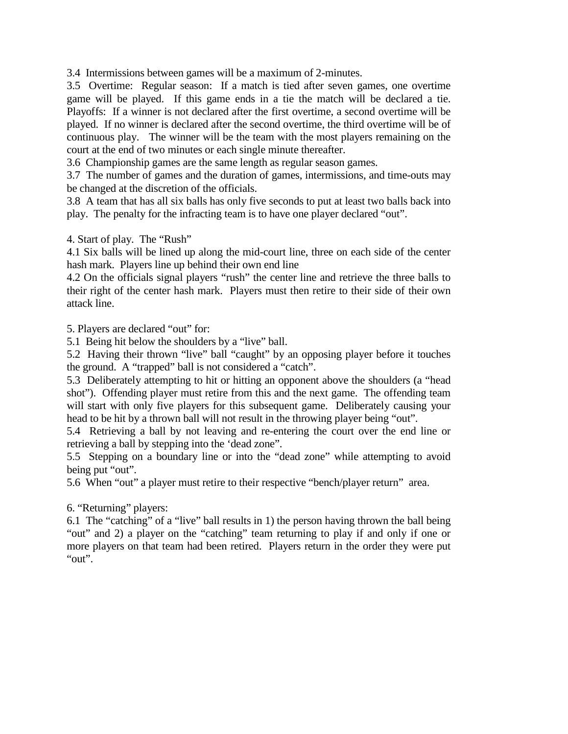3.4 Intermissions between games will be a maximum of 2-minutes.

3.5 Overtime: Regular season: If a match is tied after seven games, one overtime game will be played. If this game ends in a tie the match will be declared a tie. Playoffs: If a winner is not declared after the first overtime, a second overtime will be played. If no winner is declared after the second overtime, the third overtime will be of continuous play. The winner will be the team with the most players remaining on the court at the end of two minutes or each single minute thereafter.

3.6 Championship games are the same length as regular season games.

3.7 The number of games and the duration of games, intermissions, and time-outs may be changed at the discretion of the officials.

3.8 A team that has all six balls has only five seconds to put at least two balls back into play. The penalty for the infracting team is to have one player declared "out".

4. Start of play. The "Rush"

4.1 Six balls will be lined up along the mid-court line, three on each side of the center hash mark. Players line up behind their own end line

4.2 On the officials signal players "rush" the center line and retrieve the three balls to their right of the center hash mark. Players must then retire to their side of their own attack line.

5. Players are declared "out" for:

5.1 Being hit below the shoulders by a "live" ball.

5.2 Having their thrown "live" ball "caught" by an opposing player before it touches the ground. A "trapped" ball is not considered a "catch".

5.3 Deliberately attempting to hit or hitting an opponent above the shoulders (a "head shot"). Offending player must retire from this and the next game. The offending team will start with only five players for this subsequent game. Deliberately causing your head to be hit by a thrown ball will not result in the throwing player being "out".

5.4 Retrieving a ball by not leaving and re-entering the court over the end line or retrieving a ball by stepping into the 'dead zone".

5.5 Stepping on a boundary line or into the "dead zone" while attempting to avoid being put "out".

5.6 When "out" a player must retire to their respective "bench/player return" area.

6. "Returning" players:

6.1 The "catching" of a "live" ball results in 1) the person having thrown the ball being "out" and 2) a player on the "catching" team returning to play if and only if one or more players on that team had been retired. Players return in the order they were put "out".